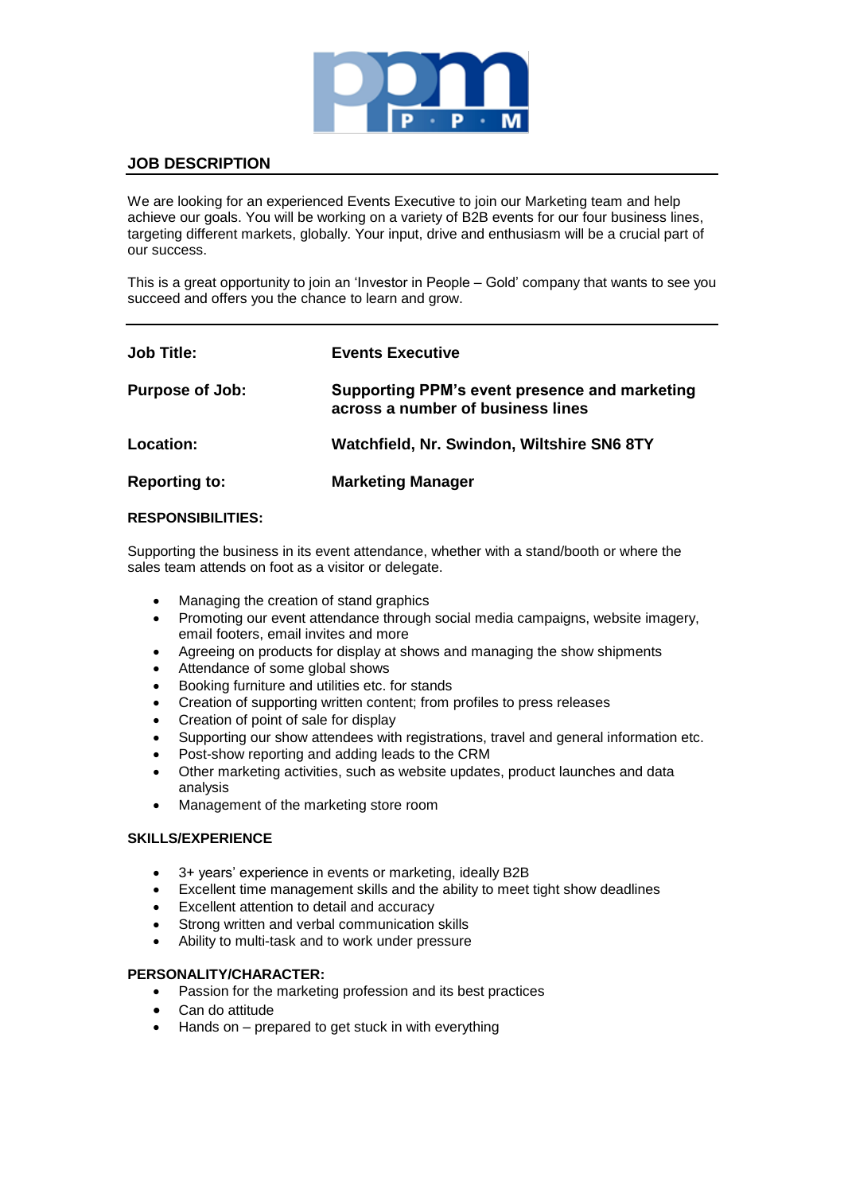## JOB DESCRIPTION

We are looking for an experienced Events Executive to join our Marketing team and help achieve our goals. You will be working on a variety of B2B events for our four business lines, targeting different markets, globally. Your input, drive and enthusiasm will be a crucial part of our success.

This is a great opportunity to join an 'Investor in People – Gold' company that wants to see you succeed and offers you the chance to learn and grow.

---

| | |
|---|---|
| **Job Title:** | **Events Executive** |
| **Purpose of Job:** | **Supporting PPM's event presence and marketing across a number of business lines** |
| **Location:** | **Watchfield, Nr. Swindon, Wiltshire SN6 8TY** |
| **Reporting to:** | **Marketing Manager** |

### RESPONSIBILITIES:

Supporting the business in its event attendance, whether with a stand/booth or where the sales team attends on foot as a visitor or delegate.

- Managing the creation of stand graphics
- Promoting our event attendance through social media campaigns, website imagery, email footers, email invites and more
- Agreeing on products for display at shows and managing the show shipments
- Attendance of some global shows
- Booking furniture and utilities etc. for stands
- Creation of supporting written content; from profiles to press releases
- Creation of point of sale for display
- Supporting our show attendees with registrations, travel and general information etc.
- Post-show reporting and adding leads to the CRM
- Other marketing activities, such as website updates, product launches and data analysis
- Management of the marketing store room

### SKILLS/EXPERIENCE

- 3+ years' experience in events or marketing, ideally B2B
- Excellent time management skills and the ability to meet tight show deadlines
- Excellent attention to detail and accuracy
- Strong written and verbal communication skills
- Ability to multi-task and to work under pressure

### PERSONALITY/CHARACTER:

- Passion for the marketing profession and its best practices
- Can do attitude
- Hands on – prepared to get stuck in with everything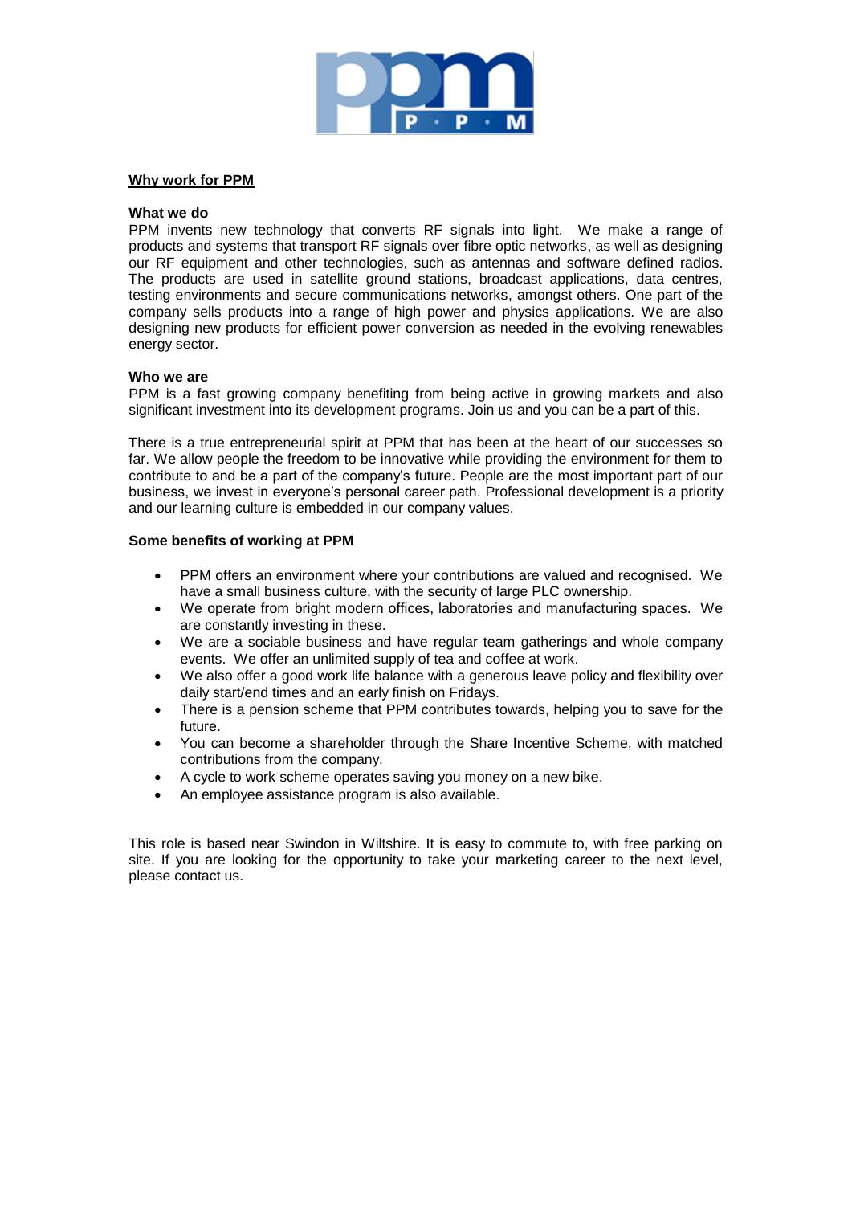## Why work for PPM

### What we do

PPM invents new technology that converts RF signals into light. We make a range of products and systems that transport RF signals over fibre optic networks, as well as designing our RF equipment and other technologies, such as antennas and software defined radios. The products are used in satellite ground stations, broadcast applications, data centres, testing environments and secure communications networks, amongst others. One part of the company sells products into a range of high power and physics applications. We are also designing new products for efficient power conversion as needed in the evolving renewables energy sector.

### Who we are

PPM is a fast growing company benefiting from being active in growing markets and also significant investment into its development programs. Join us and you can be a part of this.

There is a true entrepreneurial spirit at PPM that has been at the heart of our successes so far. We allow people the freedom to be innovative while providing the environment for them to contribute to and be a part of the company's future. People are the most important part of our business, we invest in everyone's personal career path. Professional development is a priority and our learning culture is embedded in our company values.

### Some benefits of working at PPM

- PPM offers an environment where your contributions are valued and recognised. We have a small business culture, with the security of large PLC ownership.
- We operate from bright modern offices, laboratories and manufacturing spaces. We are constantly investing in these.
- We are a sociable business and have regular team gatherings and whole company events. We offer an unlimited supply of tea and coffee at work.
- We also offer a good work life balance with a generous leave policy and flexibility over daily start/end times and an early finish on Fridays.
- There is a pension scheme that PPM contributes towards, helping you to save for the future.
- You can become a shareholder through the Share Incentive Scheme, with matched contributions from the company.
- A cycle to work scheme operates saving you money on a new bike.
- An employee assistance program is also available.

This role is based near Swindon in Wiltshire. It is easy to commute to, with free parking on site. If you are looking for the opportunity to take your marketing career to the next level, please contact us.